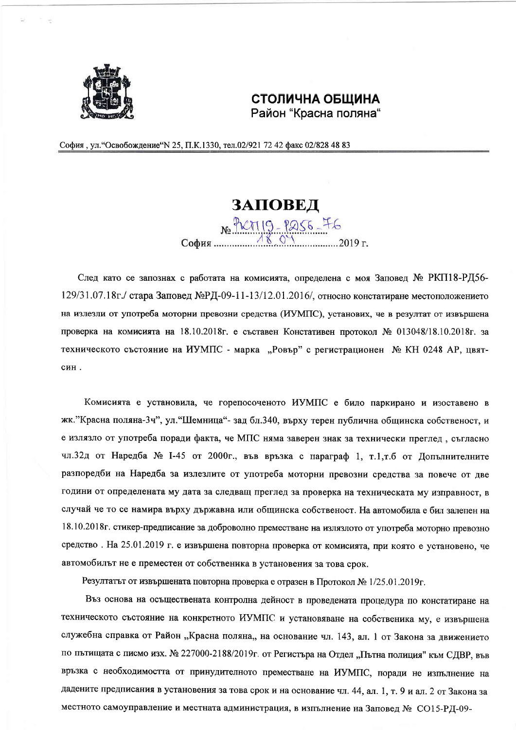**СТОЛИЧНА ОБЩИНА**
Район "Красна поляна"

София , ул."Освобождение"N 25, П.К.1330, тел.02/921 72 42 факс 02/828 48 83

# ЗАПОВЕД

№ РКП19-РД56-76

София 18.04.2019 г.

След като се запознах с работата на комисията, определена с моя Заповед № РКП18-РД56-129/31.07.18г./ стара Заповед №РД-09-11-13/12.01.2016/, относно констатиране местоположението на излезли от употреба моторни превозни средства (ИУМПС), установих, че в резултат от извършена проверка на комисията на 18.10.2018г. е съставен Констативен протокол № 013048/18.10.2018г. за техническото състояние на ИУМПС - марка „Ровър" с регистрационен № КН 0248 АР, цвят- син .

Комисията е установила, че горепосоченото ИУМПС е било паркирано и изоставено в жк."Красна поляна-3ч", ул."Шемница"- зад бл.340, върху терен публична общинска собственост, и е излязло от употреба поради факта, че МПС няма заверен знак за технически преглед , съгласно чл.32д от Наредба № I-45 от 2000г., във връзка с параграф 1, т.1,т.б от Допълнителните разпоредби на Наредба за излезлите от употреба моторни превозни средства за повече от две години от определената му дата за следващ преглед за проверка на техническата му изправност, в случай че то се намира върху държавна или общинска собственост. На автомобила е бил залепен на 18.10.2018г. стикер-предписание за доброволно преместване на излязлото от употреба моторно превозно средство . На 25.01.2019 г. е извършена повторна проверка от комисията, при която е установено, че автомобилът не е преместен от собственика в установения за това срок.

Резултатът от извършената повторна проверка е отразен в Протокол № 1/25.01.2019г.

Въз основа на осъществената контролна дейност в проведената процедура по констатиране на техническото състояние на конкретното ИУМПС и установяване на собственика му, е извършена служебна справка от Район „Красна поляна„ на основание чл. 143, ал. 1 от Закона за движението по пътищата с писмо изх. № 227000-2188/2019г. от Регистъра на Отдел „Пътна полиция" към СДВР, във връзка с необходимостта от принудителното преместване на ИУМПС, поради не изпълнение на дадените предписания в установения за това срок и на основание чл. 44, ал. 1, т. 9 и ал. 2 от Закона за местното самоуправление и местната администрация, в изпълнение на Заповед № СО15-РД-09-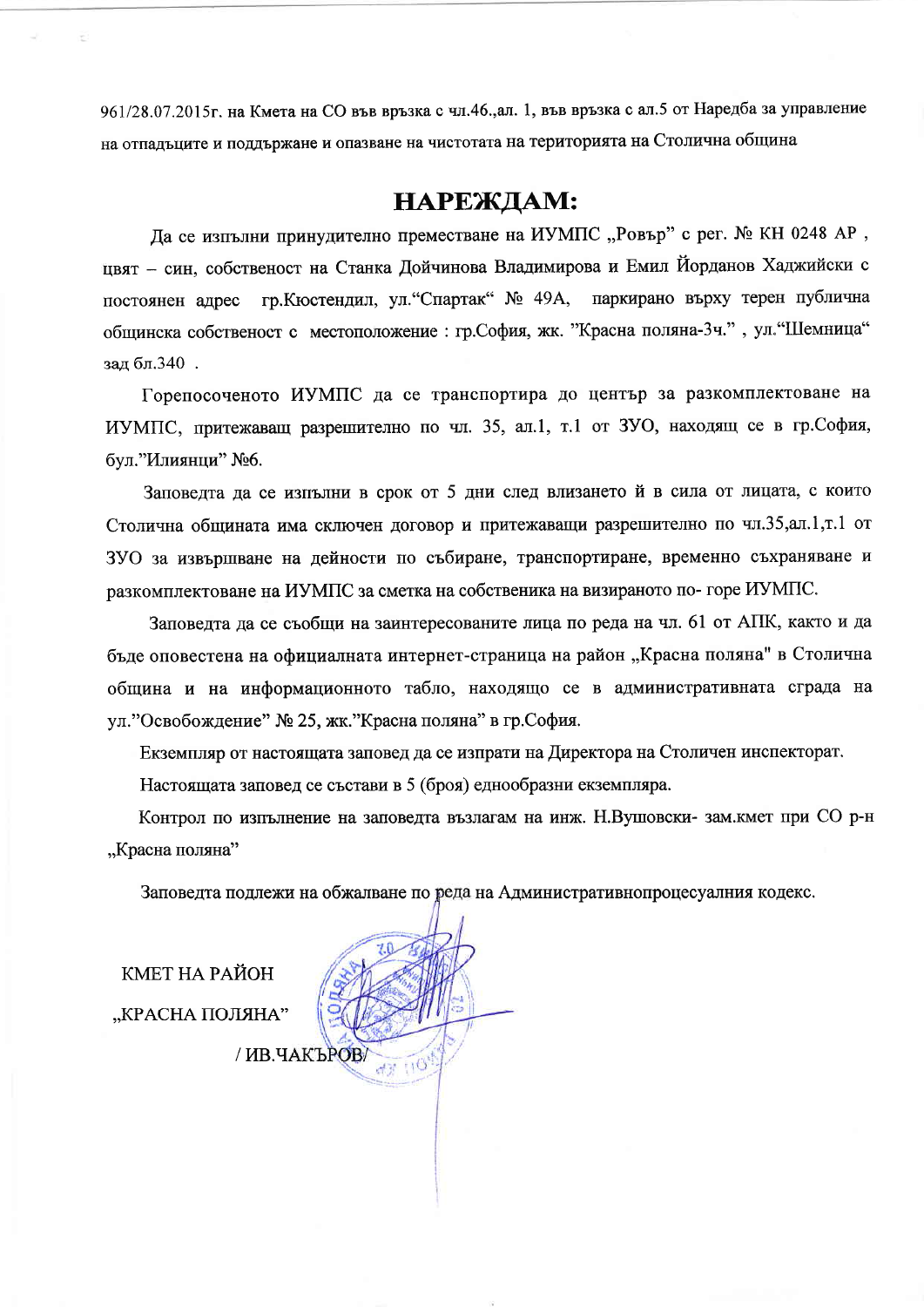961/28.07.2015г. на Кмета на СО във връзка с чл.46.,ал. 1, във връзка с ал.5 от Наредба за управление на отпадъците и поддържане и опазване на чистотата на територията на Столична община

## НАРЕЖДАМ:

Да се изпълни принудително преместване на ИУМПС „Ровър" с рег. № КН 0248 АР , цвят – син, собственост на Станка Дойчинова Владимирова и Емил Йорданов Хаджийски с постоянен адрес гр.Кюстендил, ул."Спартак" № 49А, паркирано върху терен публична общинска собственост с местоположение : гр.София, жк. "Красна поляна-3ч." , ул."Шемница" зад бл.340 .

Горепосоченото ИУМПС да се транспортира до център за разкомплектоване на ИУМПС, притежаващ разрешително по чл. 35, ал.1, т.1 от ЗУО, находящ се в гр.София, бул."Илиянци" №6.

Заповедта да се изпълни в срок от 5 дни след влизането й в сила от лицата, с които Столична общината има сключен договор и притежаващи разрешително по чл.35,ал.1,т.1 от ЗУО за извършване на дейности по събиране, транспортиране, временно съхраняване и разкомплектоване на ИУМПС за сметка на собственика на визираното по- горе ИУМПС.

Заповедта да се съобщи на заинтересованите лица по реда на чл. 61 от АПК, както и да бъде оповестена на официалната интернет-страница на район „Красна поляна" в Столична община и на информационното табло, находящо се в административната сграда на ул."Освобождение" № 25, жк."Красна поляна" в гр.София.

Екземпляр от настоящата заповед да се изпрати на Директора на Столичен инспекторат.

Настоящата заповед се състави в 5 (броя) еднообразни екземпляра.

Контрол по изпълнение на заповедта възлагам на инж. Н.Вушовски- зам.кмет при СО р-н „Красна поляна"

Заповедта подлежи на обжалване по реда на Административнопроцесуалния кодекс.

КМЕТ НА РАЙОН

„КРАСНА ПОЛЯНА"

/ ИВ.ЧАКЪРОВ/